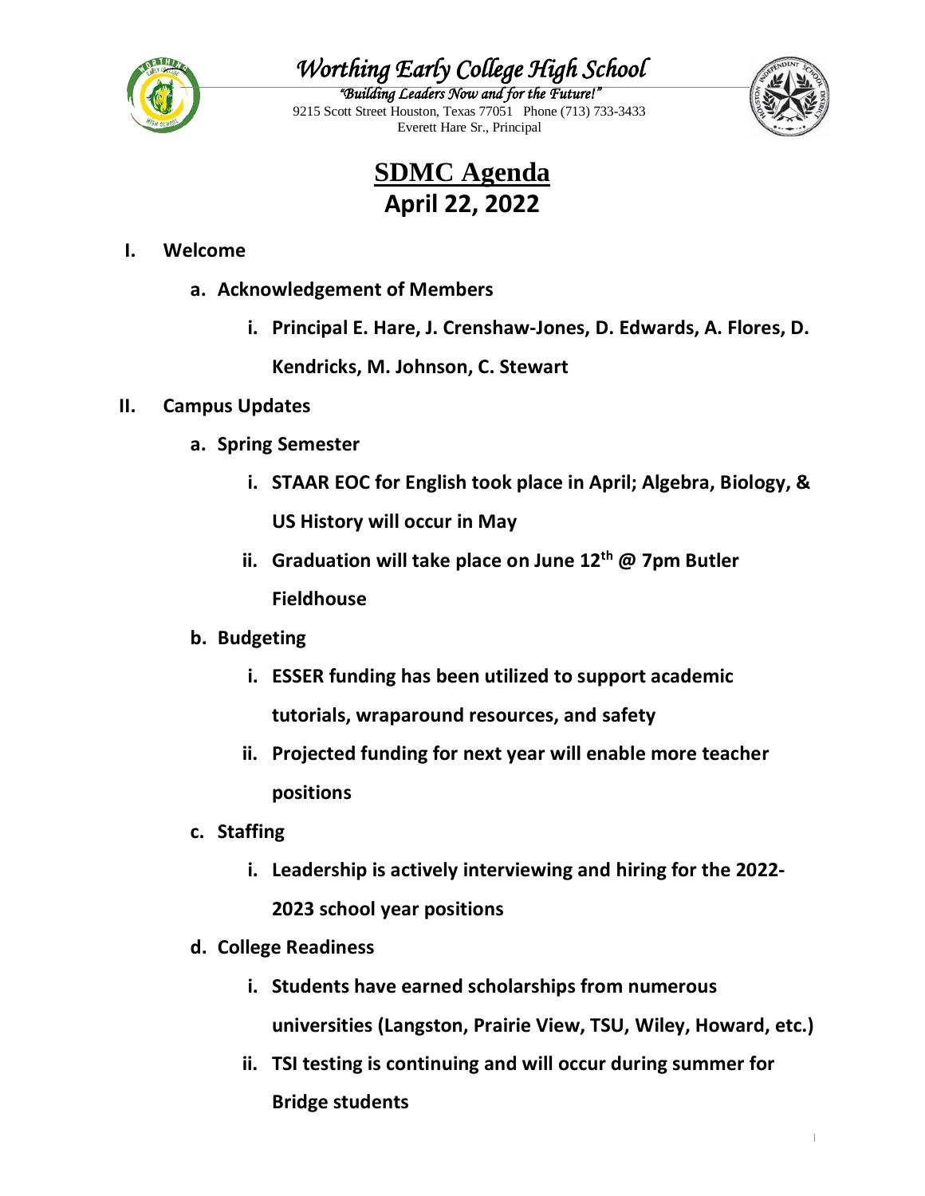# *Worthing Early College High School*

*"Building Leaders Now and for the Future!"*

9215 Scott Street Houston, Texas 77051 Phone (713) 733-3433

Everett Hare Sr., Principal

## SDMC Agenda

## April 22, 2022

**I. Welcome**

- **a. Acknowledgement of Members**
  - **i. Principal E. Hare, J. Crenshaw-Jones, D. Edwards, A. Flores, D. Kendricks, M. Johnson, C. Stewart**

**II. Campus Updates**

- **a. Spring Semester**
  - **i. STAAR EOC for English took place in April; Algebra, Biology, & US History will occur in May**
  - **ii. Graduation will take place on June 12th @ 7pm Butler Fieldhouse**
- **b. Budgeting**
  - **i. ESSER funding has been utilized to support academic tutorials, wraparound resources, and safety**
  - **ii. Projected funding for next year will enable more teacher positions**
- **c. Staffing**
  - **i. Leadership is actively interviewing and hiring for the 2022-2023 school year positions**
- **d. College Readiness**
  - **i. Students have earned scholarships from numerous universities (Langston, Prairie View, TSU, Wiley, Howard, etc.)**
  - **ii. TSI testing is continuing and will occur during summer for Bridge students**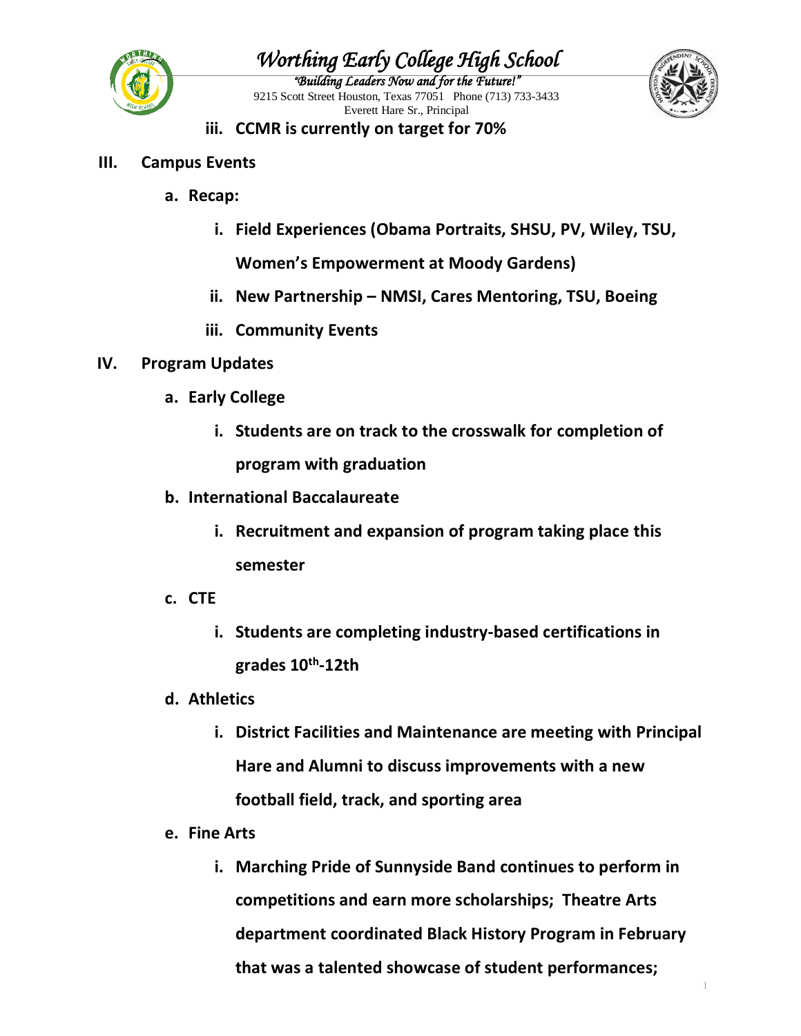iii. **CCMR is currently on target for 70%**

**III. Campus Events**

- **a. Recap:**
  - **i. Field Experiences (Obama Portraits, SHSU, PV, Wiley, TSU, Women's Empowerment at Moody Gardens)**
  - **ii. New Partnership – NMSI, Cares Mentoring, TSU, Boeing**
  - **iii. Community Events**

**IV. Program Updates**

- **a. Early College**
  - **i. Students are on track to the crosswalk for completion of program with graduation**
- **b. International Baccalaureate**
  - **i. Recruitment and expansion of program taking place this semester**
- **c. CTE**
  - **i. Students are completing industry-based certifications in grades 10th-12th**
- **d. Athletics**
  - **i. District Facilities and Maintenance are meeting with Principal Hare and Alumni to discuss improvements with a new football field, track, and sporting area**
- **e. Fine Arts**
  - **i. Marching Pride of Sunnyside Band continues to perform in competitions and earn more scholarships; Theatre Arts department coordinated Black History Program in February that was a talented showcase of student performances;**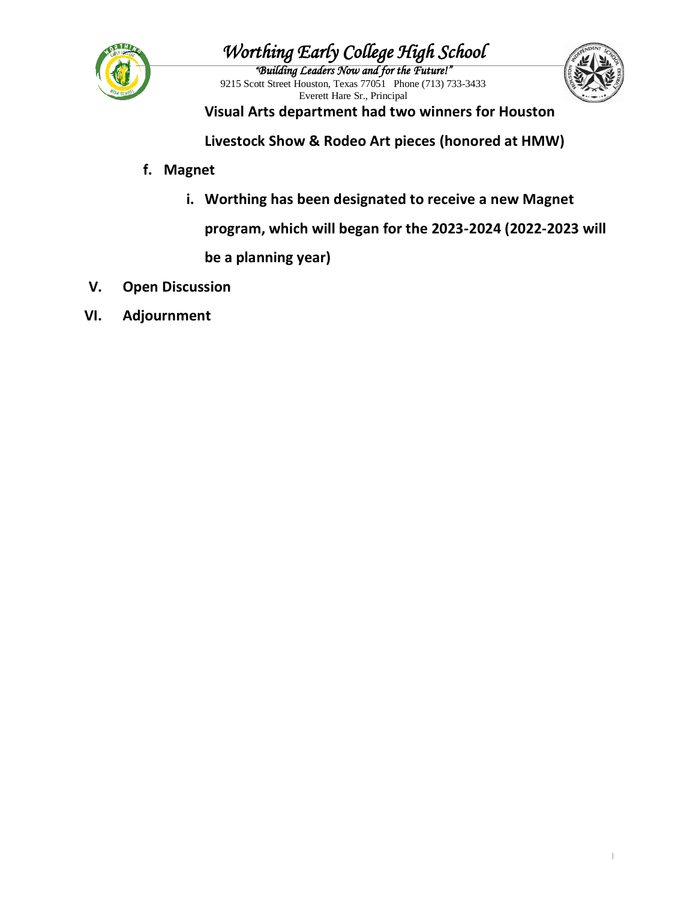**Visual Arts department had two winners for Houston Livestock Show & Rodeo Art pieces (honored at HMW)**

f. **Magnet**

   i. **Worthing has been designated to receive a new Magnet program, which will began for the 2023-2024 (2022-2023 will be a planning year)**

V. **Open Discussion**

VI. **Adjournment**